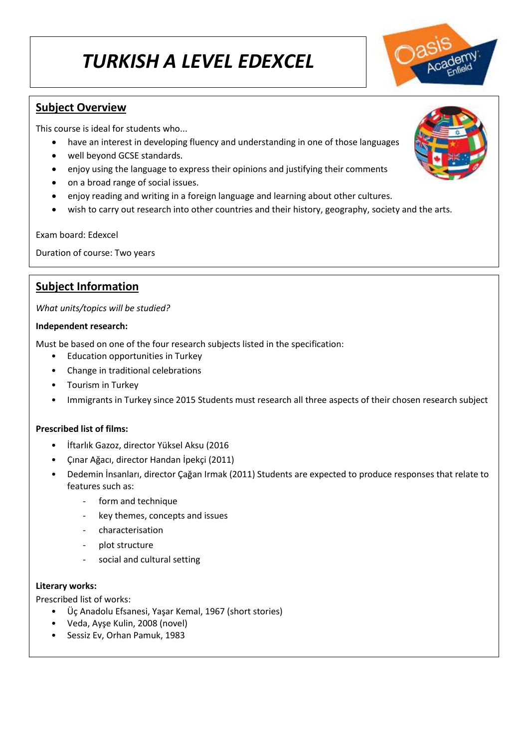# *TURKISH A LEVEL EDEXCEL*

## Subject Overview

This course is ideal for students who...

- have an interest in developing fluency and understanding in one of those languages
- well beyond GCSE standards.
- enjoy using the language to express their opinions and justifying their comments
- on a broad range of social issues.
- enjoy reading and writing in a foreign language and learning about other cultures.
- wish to carry out research into other countries and their history, geography, society and the arts.

Exam board: Edexcel

Duration of course: Two years

## Subject Information

*What units/topics will be studied?*

**Independent research:**

Must be based on one of the four research subjects listed in the specification:

- Education opportunities in Turkey
- Change in traditional celebrations
- Tourism in Turkey
- Immigrants in Turkey since 2015 Students must research all three aspects of their chosen research subject

**Prescribed list of films:**

- İftarlık Gazoz, director Yüksel Aksu (2016
- Çınar Ağacı, director Handan İpekçi (2011)
- Dedemin İnsanları, director Çağan Irmak (2011) Students are expected to produce responses that relate to features such as:
  - form and technique
  - key themes, concepts and issues
  - characterisation
  - plot structure
  - social and cultural setting

**Literary works:**

Prescribed list of works:

- Üç Anadolu Efsanesi, Yaşar Kemal, 1967 (short stories)
- Veda, Ayşe Kulin, 2008 (novel)
- Sessiz Ev, Orhan Pamuk, 1983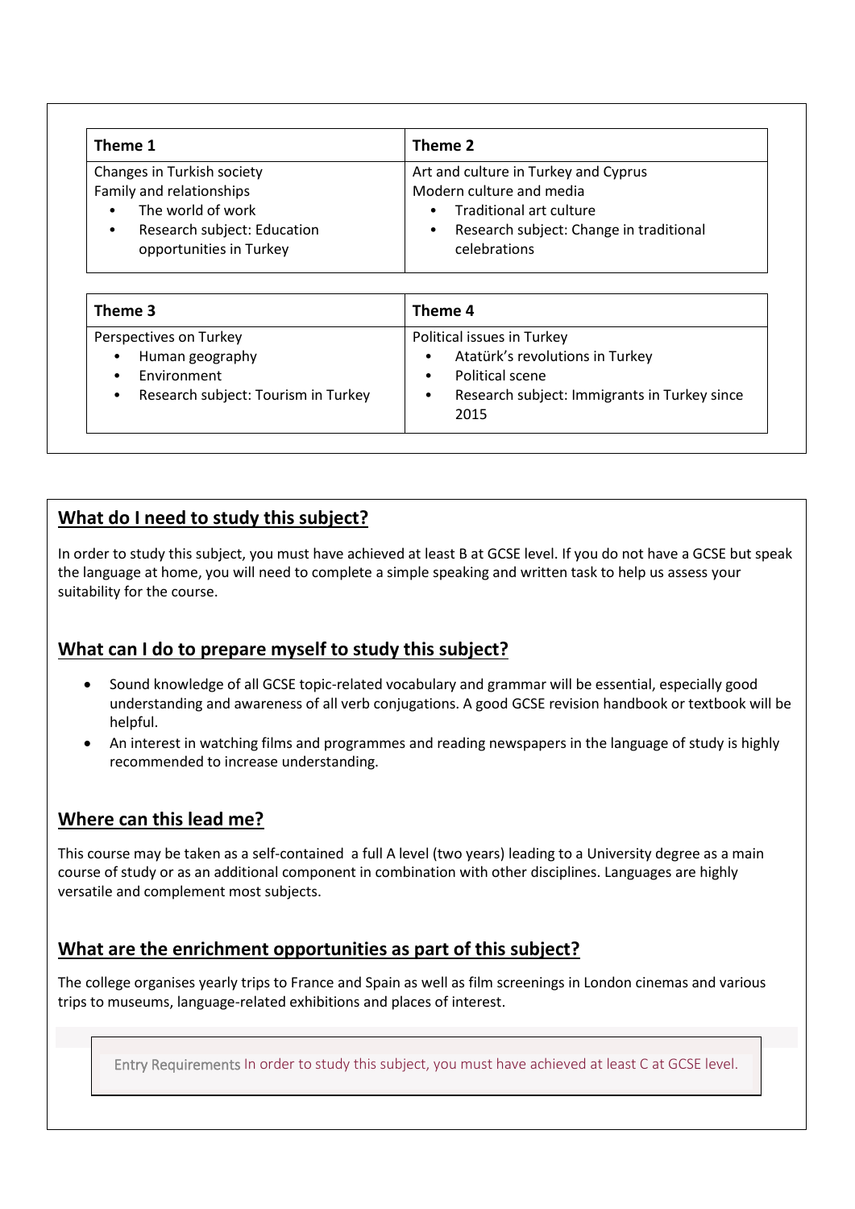| Theme 1 | Theme 2 |
| --- | --- |
| Changes in Turkish society<br>Family and relationships<br>• The world of work<br>• Research subject: Education opportunities in Turkey | Art and culture in Turkey and Cyprus<br>Modern culture and media<br>• Traditional art culture<br>• Research subject: Change in traditional celebrations |

| Theme 3 | Theme 4 |
| --- | --- |
| Perspectives on Turkey<br>• Human geography<br>• Environment<br>• Research subject: Tourism in Turkey | Political issues in Turkey<br>• Atatürk's revolutions in Turkey<br>• Political scene<br>• Research subject: Immigrants in Turkey since 2015 |

## **What do I need to study this subject?**

In order to study this subject, you must have achieved at least B at GCSE level. If you do not have a GCSE but speak the language at home, you will need to complete a simple speaking and written task to help us assess your suitability for the course.

## **What can I do to prepare myself to study this subject?**

- Sound knowledge of all GCSE topic-related vocabulary and grammar will be essential, especially good understanding and awareness of all verb conjugations. A good GCSE revision handbook or textbook will be helpful.
- An interest in watching films and programmes and reading newspapers in the language of study is highly recommended to increase understanding.

## **Where can this lead me?**

This course may be taken as a self-contained a full A level (two years) leading to a University degree as a main course of study or as an additional component in combination with other disciplines. Languages are highly versatile and complement most subjects.

## **What are the enrichment opportunities as part of this subject?**

The college organises yearly trips to France and Spain as well as film screenings in London cinemas and various trips to museums, language-related exhibitions and places of interest.

Entry Requirements In order to study this subject, you must have achieved at least C at GCSE level.